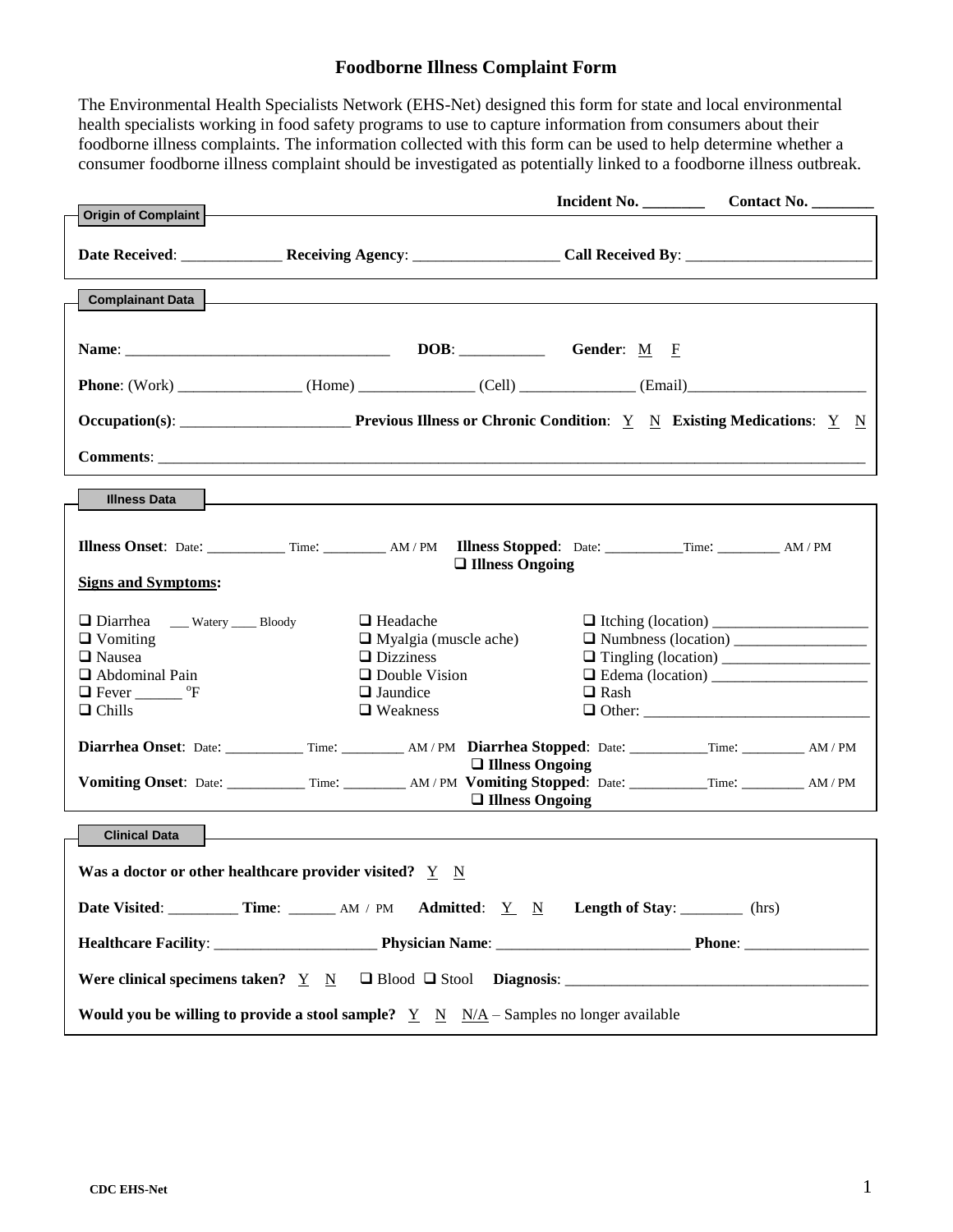# Foodborne Illness Complaint Form

The Environmental Health Specialists Network (EHS-Net) designed this form for state and local environmental health specialists working in food safety programs to use to capture information from consumers about their foodborne illness complaints. The information collected with this form can be used to help determine whether a consumer foodborne illness complaint should be investigated as potentially linked to a foodborne illness outbreak.

**Incident No.** ________ **Contact No.** ________

## Origin of Complaint

**Date Received**: _____________ **Receiving Agency**: __________________ **Call Received By**: _______________________

## Complainant Data

**Name**: _________________________________ **DOB**: ___________ **Gender**: M F

**Phone**: (Work) ________________ (Home) _______________ (Cell) _______________ (Email)_______________________

**Occupation(s)**: _____________________ **Previous Illness or Chronic Condition**: Y N **Existing Medications**: Y N

**Comments**: ____________________________________________________________________________________________

## Illness Data

**Illness Onset**: Date: ___________ Time: _________ AM / PM **Illness Stopped**: Date: ___________Time: _________ AM / PM
❑ **Illness Ongoing**

**Signs and Symptoms:**

- ❑ Diarrhea ___ Watery ____ Bloody
- ❑ Vomiting
- ❑ Nausea
- ❑ Abdominal Pain
- ❑ Fever ______ °F
- ❑ Chills
- ❑ Headache
- ❑ Myalgia (muscle ache)
- ❑ Dizziness
- ❑ Double Vision
- ❑ Jaundice
- ❑ Weakness
- ❑ Itching (location) ____________________
- ❑ Numbness (location) _________________
- ❑ Tingling (location) ___________________
- ❑ Edema (location) ____________________
- ❑ Rash
- ❑ Other: _____________________________

**Diarrhea Onset**: Date: ___________ Time: _________ AM / PM **Diarrhea Stopped**: Date: ___________Time: _________ AM / PM
❑ **Illness Ongoing**

**Vomiting Onset**: Date: ___________ Time: _________ AM / PM **Vomiting Stopped**: Date: ___________Time: _________ AM / PM
❑ **Illness Ongoing**

## Clinical Data

**Was a doctor or other healthcare provider visited?** Y N

**Date Visited**: _________ **Time**: ______ AM / PM **Admitted**: Y N **Length of Stay**: ________ (hrs)

**Healthcare Facility**: _____________________ **Physician Name**: _________________________ **Phone**: ________________

**Were clinical specimens taken?** Y N ❑ Blood ❑ Stool **Diagnosis**: _______________________________________

**Would you be willing to provide a stool sample?** Y N N/A – Samples no longer available

CDC EHS-Net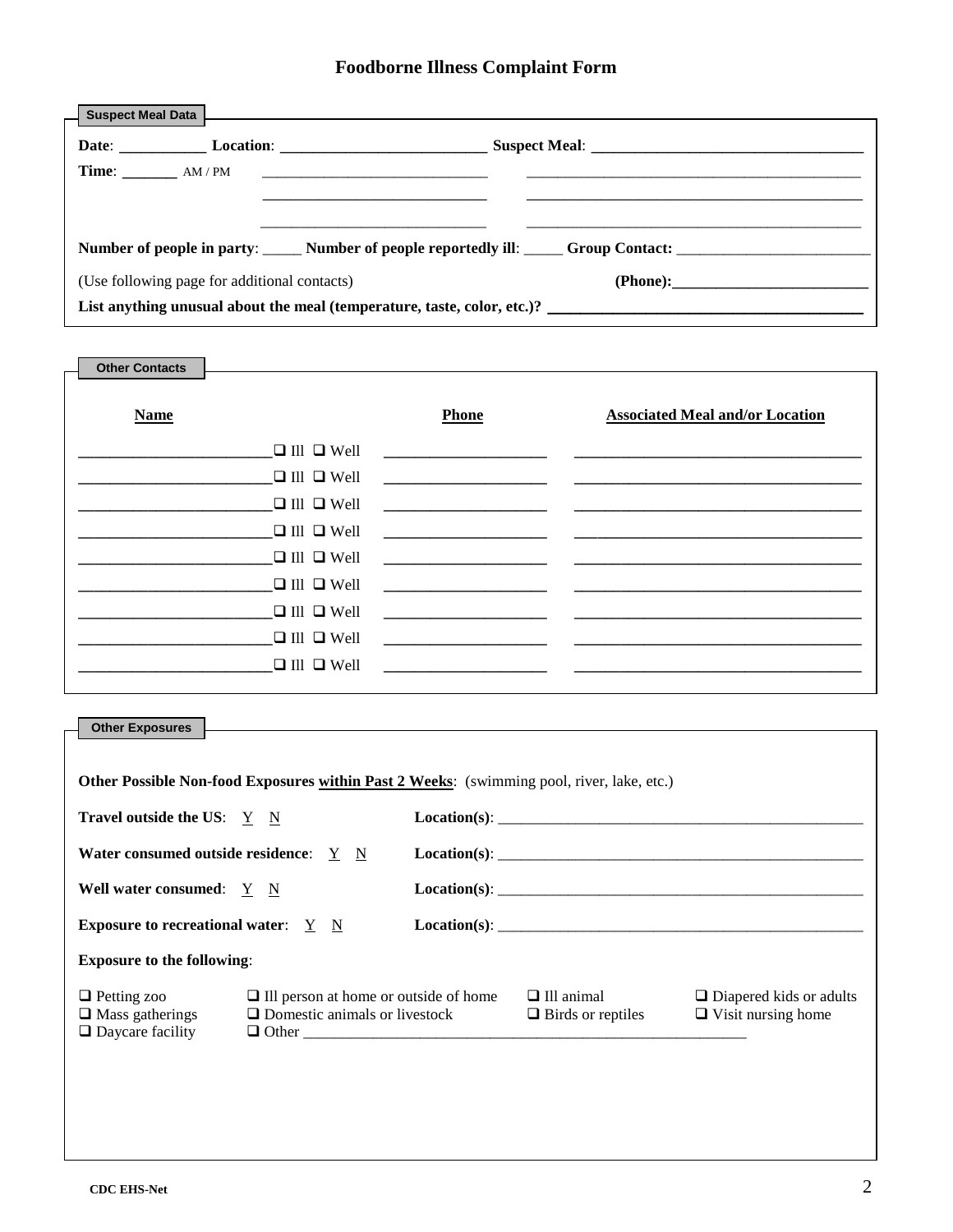# Foodborne Illness Complaint Form

## Suspect Meal Data

**Date**: ___________ **Location**: __________________________ **Suspect Meal**: ___________________________________

**Time**: _______ AM / PM ______________________________ ____________________________________________

______________________________ ____________________________________________

______________________________ ____________________________________________

**Number of people in party**: _____ **Number of people reportedly ill**: _____ **Group Contact:** ________________________

(Use following page for additional contacts) **(Phone):**________________________

**List anything unusual about the meal (temperature, taste, color, etc.)?** ________________________________________

## Other Contacts

| Name | | Phone | Associated Meal and/or Location |
|---|---|---|---|
| ________________________ | ❑ Ill ❑ Well | ____________________ | ____________________________________ |
| ________________________ | ❑ Ill ❑ Well | ____________________ | ____________________________________ |
| ________________________ | ❑ Ill ❑ Well | ____________________ | ____________________________________ |
| ________________________ | ❑ Ill ❑ Well | ____________________ | ____________________________________ |
| ________________________ | ❑ Ill ❑ Well | ____________________ | ____________________________________ |
| ________________________ | ❑ Ill ❑ Well | ____________________ | ____________________________________ |
| ________________________ | ❑ Ill ❑ Well | ____________________ | ____________________________________ |
| ________________________ | ❑ Ill ❑ Well | ____________________ | ____________________________________ |
| ________________________ | ❑ Ill ❑ Well | ____________________ | ____________________________________ |

## Other Exposures

**Other Possible Non-food Exposures within Past 2 Weeks**: (swimming pool, river, lake, etc.)

**Travel outside the US**: Y N **Location(s)**: ______________________________________________

**Water consumed outside residence**: Y N **Location(s)**: ______________________________________________

**Well water consumed**: Y N **Location(s)**: ______________________________________________

**Exposure to recreational water**: Y N **Location(s)**: ______________________________________________

**Exposure to the following**:

- ❑ Petting zoo
- ❑ Mass gatherings
- ❑ Daycare facility
- ❑ Ill person at home or outside of home
- ❑ Domestic animals or livestock
- ❑ Other ___________________________________________________________
- ❑ Ill animal
- ❑ Birds or reptiles
- ❑ Diapered kids or adults
- ❑ Visit nursing home

CDC EHS-Net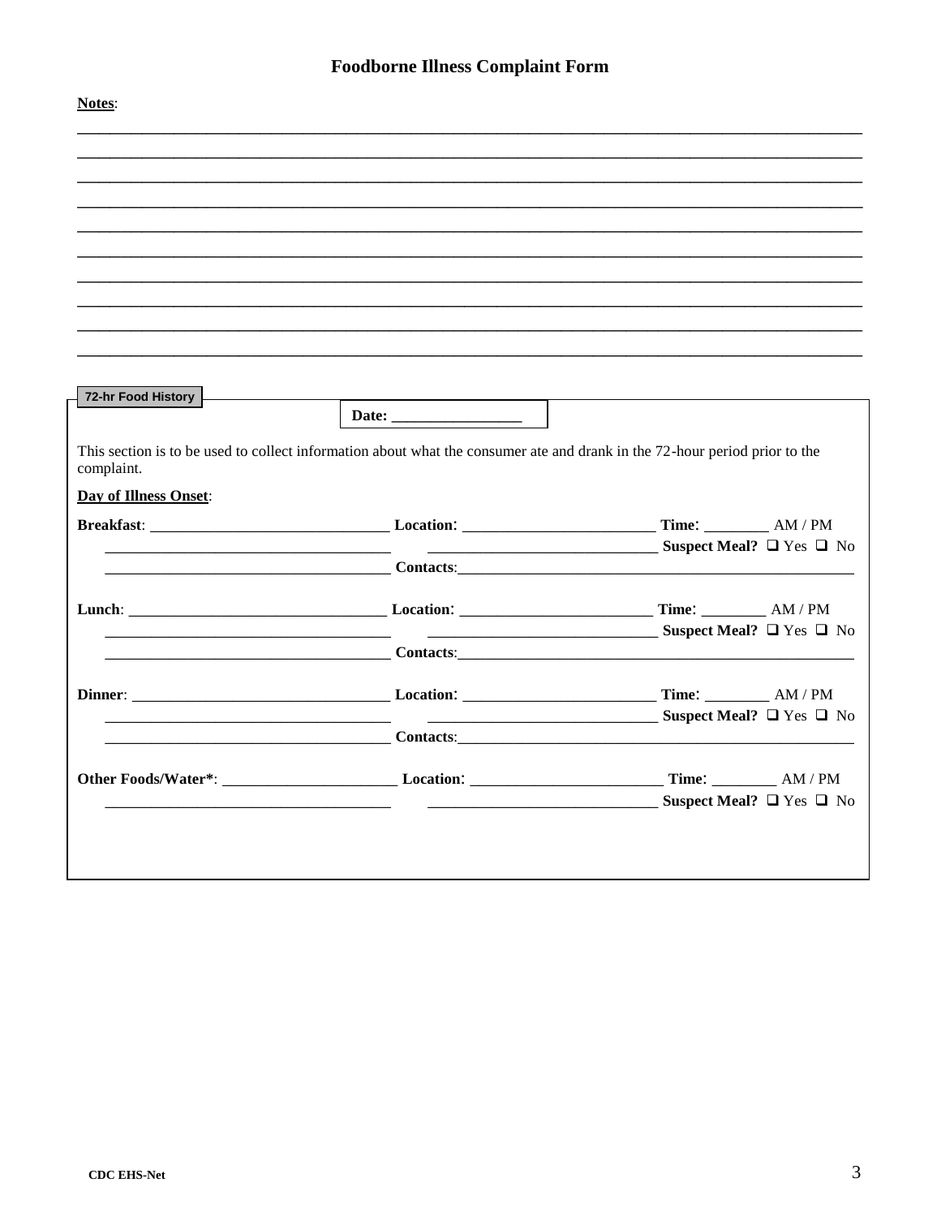# Foodborne Illness Complaint Form

**Notes**:

______________________________________________________________________________________________

______________________________________________________________________________________________

______________________________________________________________________________________________

______________________________________________________________________________________________

______________________________________________________________________________________________

______________________________________________________________________________________________

______________________________________________________________________________________________

______________________________________________________________________________________________

______________________________________________________________________________________________

______________________________________________________________________________________________

## 72-hr Food History

**Date: _________________**

This section is to be used to collect information about what the consumer ate and drank in the 72-hour period prior to the complaint.

**Day of Illness Onset**:

**Breakfast**: ______________________________ **Location**: ________________________ **Time**: ________ AM / PM

____________________________________ _____________________________ **Suspect Meal?** ❑ Yes ❑ No

____________________________________ **Contacts**:_____________________________________________________

**Lunch**: _________________________________ **Location**: ________________________ **Time**: ________ AM / PM

____________________________________ _____________________________ **Suspect Meal?** ❑ Yes ❑ No

____________________________________ **Contacts**:_____________________________________________________

**Dinner**: ________________________________ **Location**: ________________________ **Time**: ________ AM / PM

____________________________________ _____________________________ **Suspect Meal?** ❑ Yes ❑ No

____________________________________ **Contacts**:_____________________________________________________

**Other Foods/Water***: ______________________ **Location**: ________________________ **Time**: ________ AM / PM

____________________________________ _____________________________ **Suspect Meal?** ❑ Yes ❑ No

**CDC EHS-Net**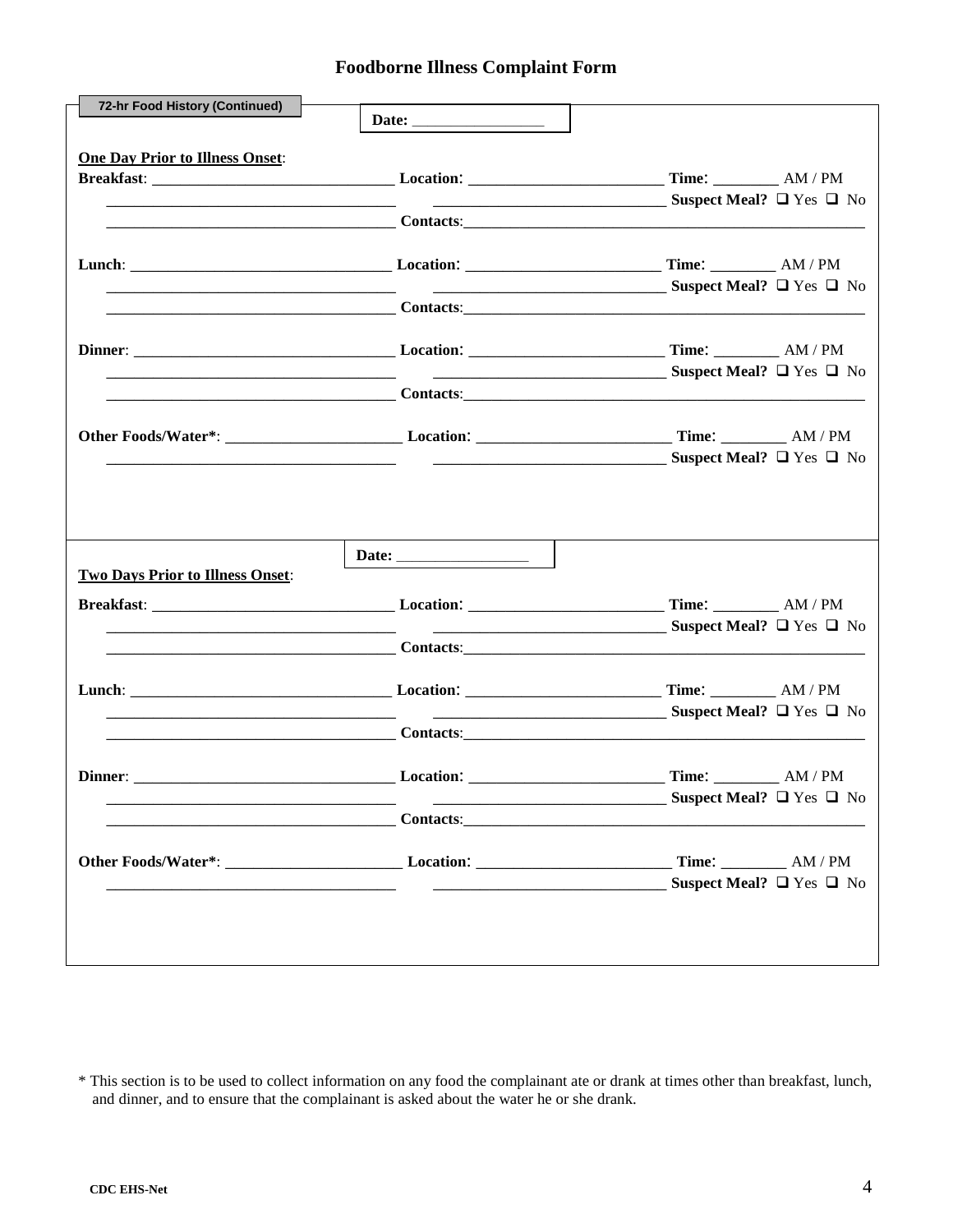# Foodborne Illness Complaint Form

**72-hr Food History (Continued)**

**Date:** _________________

**One Day Prior to Illness Onset**:

**Breakfast**: _______________________________ **Location**: _________________________ **Time**: ________ AM / PM
_____________________________________ ______________________________ **Suspect Meal?** ❑ Yes ❑ No
_____________________________________ **Contacts**:______________________________________________________

**Lunch**: _________________________________ **Location**: _________________________ **Time**: ________ AM / PM
_____________________________________ ______________________________ **Suspect Meal?** ❑ Yes ❑ No
_____________________________________ **Contacts**:______________________________________________________

**Dinner**: _________________________________ **Location**: _________________________ **Time**: ________ AM / PM
_____________________________________ ______________________________ **Suspect Meal?** ❑ Yes ❑ No
_____________________________________ **Contacts**:______________________________________________________

**Other Foods/Water***: _______________________ **Location**: _________________________ **Time**: ________ AM / PM
_____________________________________ ______________________________ **Suspect Meal?** ❑ Yes ❑ No

**Date:** _________________

**Two Days Prior to Illness Onset**:

**Breakfast**: _______________________________ **Location**: _________________________ **Time**: ________ AM / PM
_____________________________________ ______________________________ **Suspect Meal?** ❑ Yes ❑ No
_____________________________________ **Contacts**:______________________________________________________

**Lunch**: _________________________________ **Location**: _________________________ **Time**: ________ AM / PM
_____________________________________ ______________________________ **Suspect Meal?** ❑ Yes ❑ No
_____________________________________ **Contacts**:______________________________________________________

**Dinner**: _________________________________ **Location**: _________________________ **Time**: ________ AM / PM
_____________________________________ ______________________________ **Suspect Meal?** ❑ Yes ❑ No
_____________________________________ **Contacts**:______________________________________________________

**Other Foods/Water***: _______________________ **Location**: _________________________ **Time**: ________ AM / PM
_____________________________________ ______________________________ **Suspect Meal?** ❑ Yes ❑ No

* This section is to be used to collect information on any food the complainant ate or drank at times other than breakfast, lunch, and dinner, and to ensure that the complainant is asked about the water he or she drank.

**CDC EHS-Net**